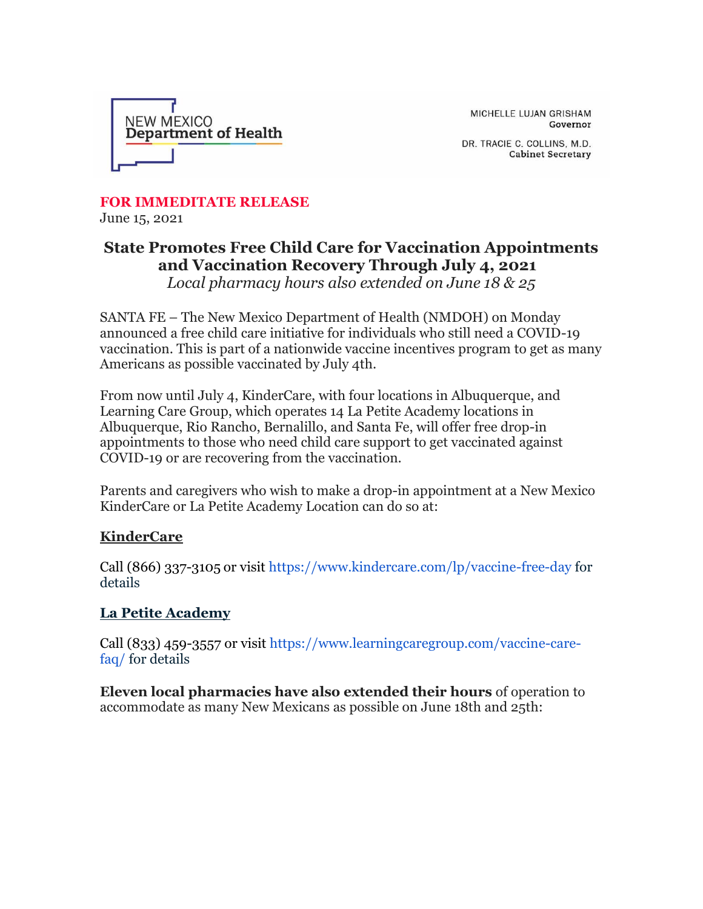NEW MEXICO
**Department of Health**

MICHELLE LUJAN GRISHAM
**Governor**

DR. TRACIE C. COLLINS, M.D.
**Cabinet Secretary**

**FOR IMMEDITATE RELEASE**
June 15, 2021

## State Promotes Free Child Care for Vaccination Appointments and Vaccination Recovery Through July 4, 2021

*Local pharmacy hours also extended on June 18 & 25*

SANTA FE – The New Mexico Department of Health (NMDOH) on Monday announced a free child care initiative for individuals who still need a COVID-19 vaccination. This is part of a nationwide vaccine incentives program to get as many Americans as possible vaccinated by July 4th.

From now until July 4, KinderCare, with four locations in Albuquerque, and Learning Care Group, which operates 14 La Petite Academy locations in Albuquerque, Rio Rancho, Bernalillo, and Santa Fe, will offer free drop-in appointments to those who need child care support to get vaccinated against COVID-19 or are recovering from the vaccination.

Parents and caregivers who wish to make a drop-in appointment at a New Mexico KinderCare or La Petite Academy Location can do so at:

**KinderCare**

Call (866) 337-3105 or visit https://www.kindercare.com/lp/vaccine-free-day for details

**La Petite Academy**

Call (833) 459-3557 or visit https://www.learningcaregroup.com/vaccine-care-faq/ for details

**Eleven local pharmacies have also extended their hours** of operation to accommodate as many New Mexicans as possible on June 18th and 25th: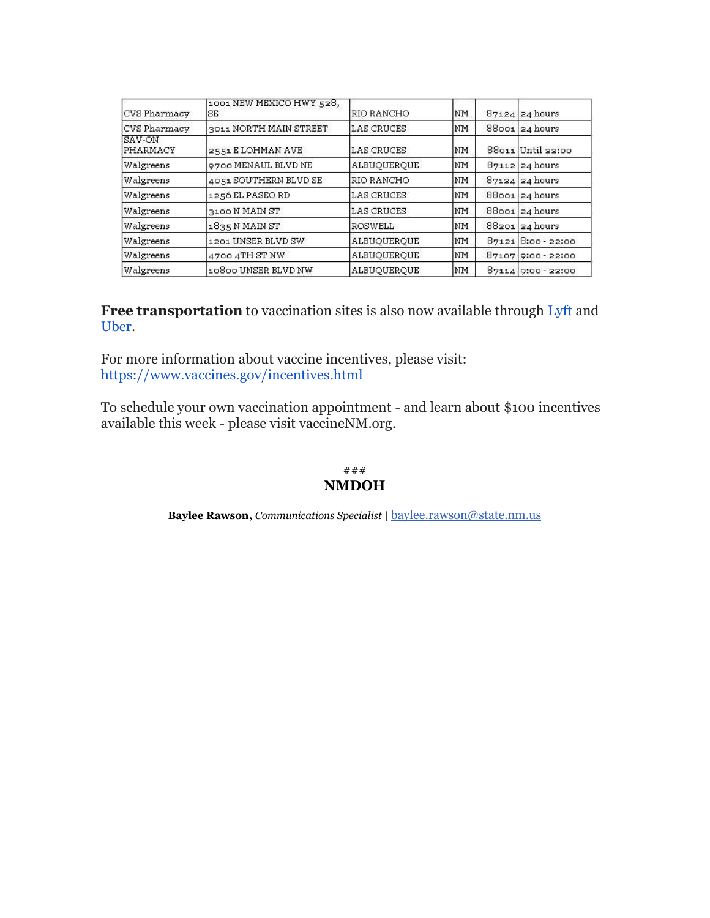| | | | | | |
|---|---|---|---|---|---|
| CVS Pharmacy | 1001 NEW MEXICO HWY 528, SE | RIO RANCHO | NM | 87124 | 24 hours |
| CVS Pharmacy | 3011 NORTH MAIN STREET | LAS CRUCES | NM | 88001 | 24 hours |
| SAV-ON PHARMACY | 2551 E LOHMAN AVE | LAS CRUCES | NM | 88011 | Until 22:00 |
| Walgreens | 9700 MENAUL BLVD NE | ALBUQUERQUE | NM | 87112 | 24 hours |
| Walgreens | 4051 SOUTHERN BLVD SE | RIO RANCHO | NM | 87124 | 24 hours |
| Walgreens | 1256 EL PASEO RD | LAS CRUCES | NM | 88001 | 24 hours |
| Walgreens | 3100 N MAIN ST | LAS CRUCES | NM | 88001 | 24 hours |
| Walgreens | 1835 N MAIN ST | ROSWELL | NM | 88201 | 24 hours |
| Walgreens | 1201 UNSER BLVD SW | ALBUQUERQUE | NM | 87121 | 8:00 - 22:00 |
| Walgreens | 4700 4TH ST NW | ALBUQUERQUE | NM | 87107 | 9:00 - 22:00 |
| Walgreens | 10800 UNSER BLVD NW | ALBUQUERQUE | NM | 87114 | 9:00 - 22:00 |

**Free transportation** to vaccination sites is also now available through Lyft and Uber.

For more information about vaccine incentives, please visit: https://www.vaccines.gov/incentives.html

To schedule your own vaccination appointment - and learn about $100 incentives available this week - please visit vaccineNM.org.

###

**NMDOH**

**Baylee Rawson,** *Communications Specialist* | baylee.rawson@state.nm.us